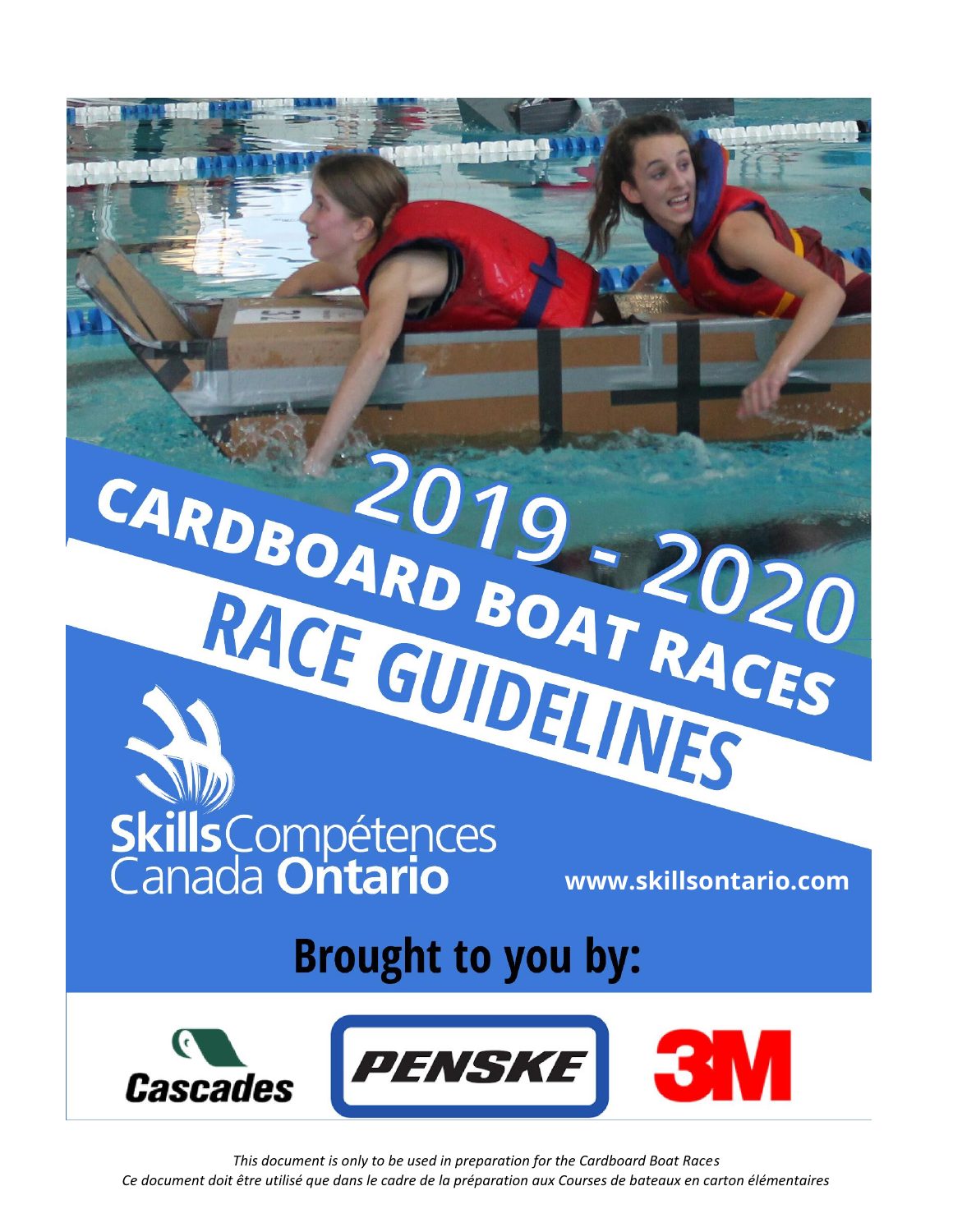# 2019 - 2020 CARDBOARD BOAT RACES RACE GUIDELINES

Skills Compétences Canada Ontario

www.skillsontario.com

## Brought to you by:

Cascades

PENSKE

3M

*This document is only to be used in preparation for the Cardboard Boat Races*

*Ce document doit être utilisé que dans le cadre de la préparation aux Courses de bateaux en carton élémentaires*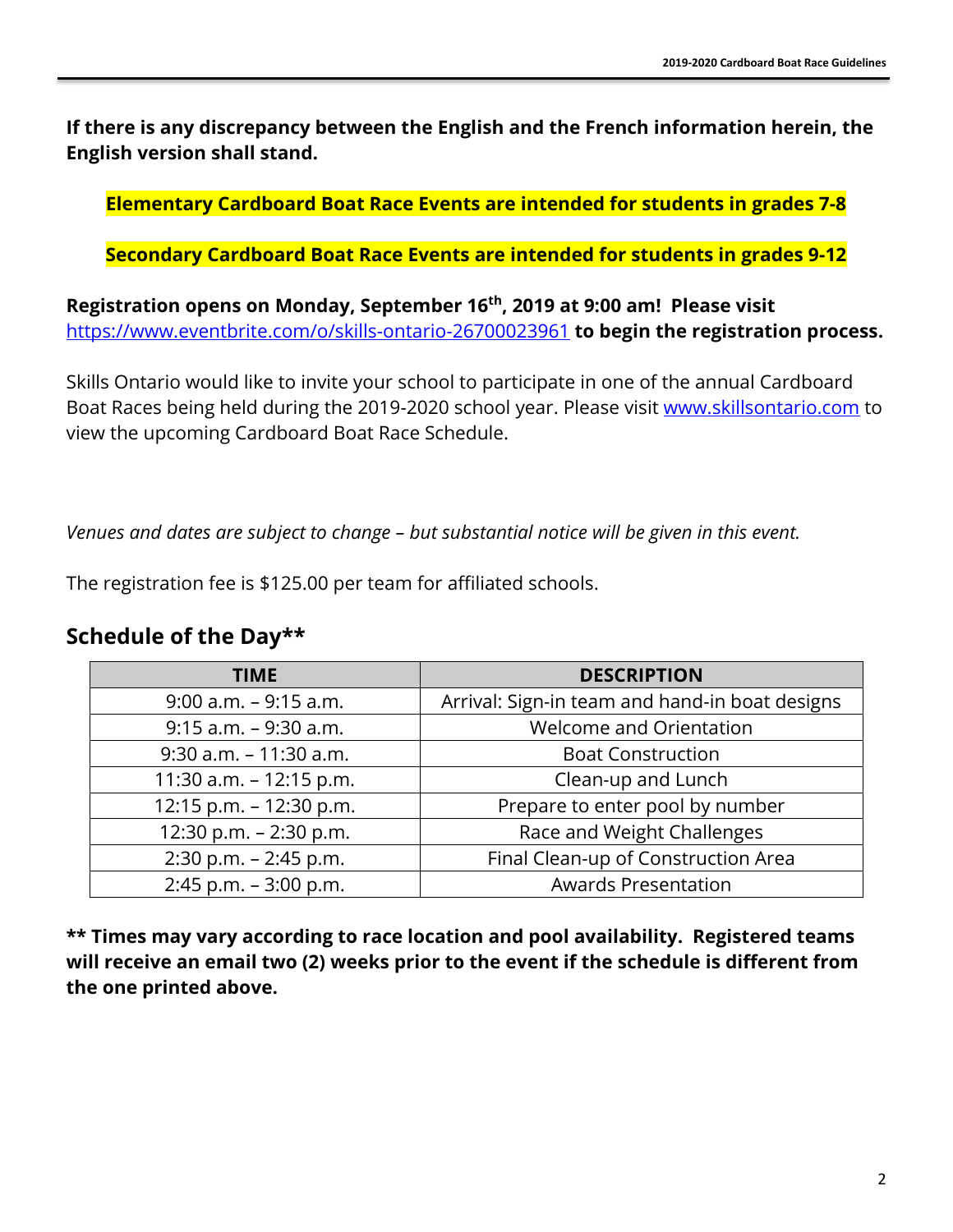**If there is any discrepancy between the English and the French information herein, the English version shall stand.**

**Elementary Cardboard Boat Race Events are intended for students in grades 7-8**

**Secondary Cardboard Boat Race Events are intended for students in grades 9-12**

**Registration opens on Monday, September 16th, 2019 at 9:00 am! Please visit** https://www.eventbrite.com/o/skills-ontario-26700023961 **to begin the registration process.**

Skills Ontario would like to invite your school to participate in one of the annual Cardboard Boat Races being held during the 2019-2020 school year. Please visit www.skillsontario.com to view the upcoming Cardboard Boat Race Schedule.

*Venues and dates are subject to change – but substantial notice will be given in this event.*

The registration fee is $125.00 per team for affiliated schools.

## Schedule of the Day**

| TIME | DESCRIPTION |
| --- | --- |
| 9:00 a.m. – 9:15 a.m. | Arrival: Sign-in team and hand-in boat designs |
| 9:15 a.m. – 9:30 a.m. | Welcome and Orientation |
| 9:30 a.m. – 11:30 a.m. | Boat Construction |
| 11:30 a.m. – 12:15 p.m. | Clean-up and Lunch |
| 12:15 p.m. – 12:30 p.m. | Prepare to enter pool by number |
| 12:30 p.m. – 2:30 p.m. | Race and Weight Challenges |
| 2:30 p.m. – 2:45 p.m. | Final Clean-up of Construction Area |
| 2:45 p.m. – 3:00 p.m. | Awards Presentation |

**** Times may vary according to race location and pool availability. Registered teams will receive an email two (2) weeks prior to the event if the schedule is different from the one printed above.**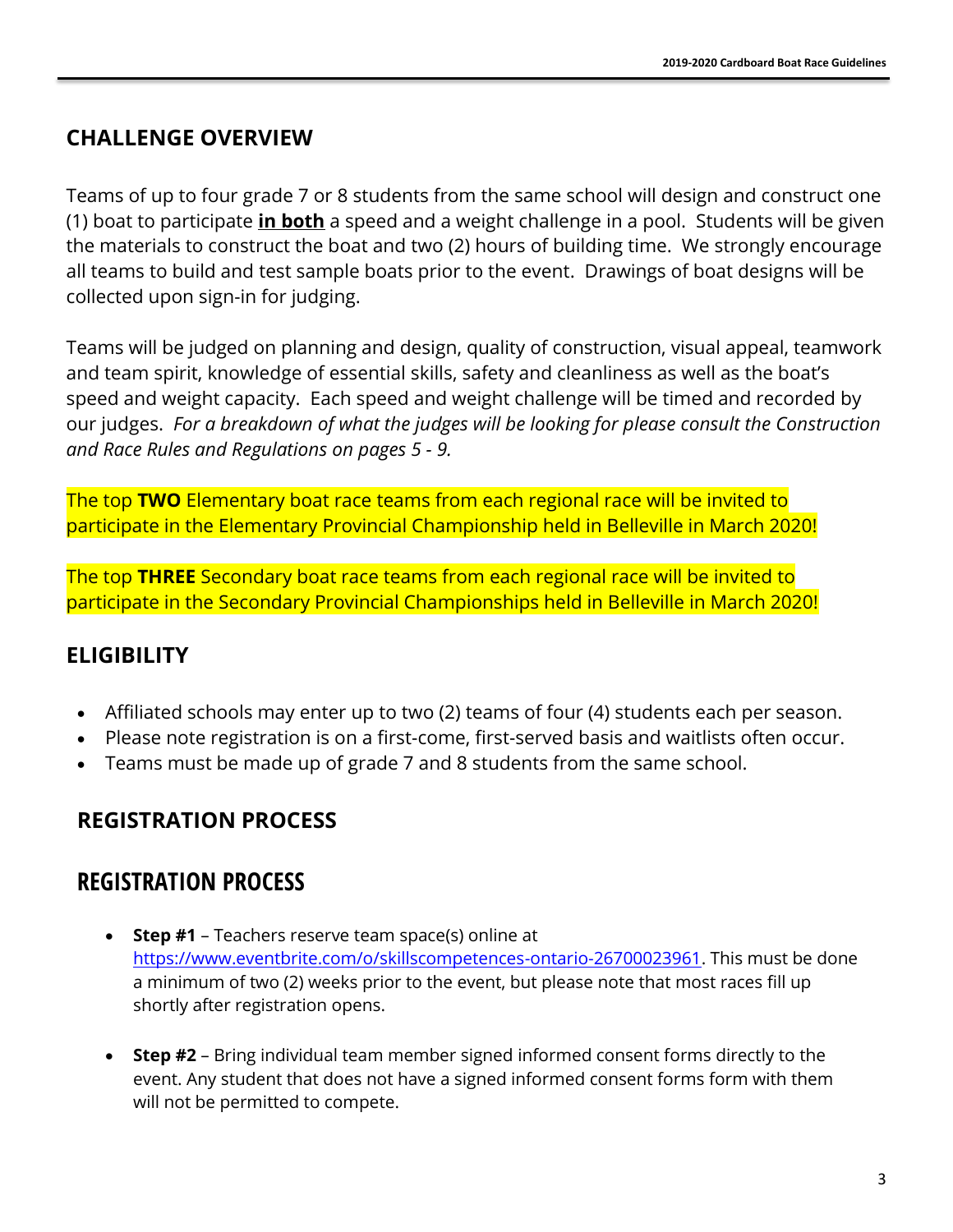## CHALLENGE OVERVIEW

Teams of up to four grade 7 or 8 students from the same school will design and construct one (1) boat to participate **in both** a speed and a weight challenge in a pool. Students will be given the materials to construct the boat and two (2) hours of building time. We strongly encourage all teams to build and test sample boats prior to the event. Drawings of boat designs will be collected upon sign-in for judging.

Teams will be judged on planning and design, quality of construction, visual appeal, teamwork and team spirit, knowledge of essential skills, safety and cleanliness as well as the boat's speed and weight capacity. Each speed and weight challenge will be timed and recorded by our judges. *For a breakdown of what the judges will be looking for please consult the Construction and Race Rules and Regulations on pages 5 - 9.*

The top **TWO** Elementary boat race teams from each regional race will be invited to participate in the Elementary Provincial Championship held in Belleville in March 2020!

The top **THREE** Secondary boat race teams from each regional race will be invited to participate in the Secondary Provincial Championships held in Belleville in March 2020!

## ELIGIBILITY

- Affiliated schools may enter up to two (2) teams of four (4) students each per season.
- Please note registration is on a first-come, first-served basis and waitlists often occur.
- Teams must be made up of grade 7 and 8 students from the same school.

## REGISTRATION PROCESS

## REGISTRATION PROCESS

- **Step #1** – Teachers reserve team space(s) online at https://www.eventbrite.com/o/skillscompetences-ontario-26700023961. This must be done a minimum of two (2) weeks prior to the event, but please note that most races fill up shortly after registration opens.

- **Step #2** – Bring individual team member signed informed consent forms directly to the event. Any student that does not have a signed informed consent forms form with them will not be permitted to compete.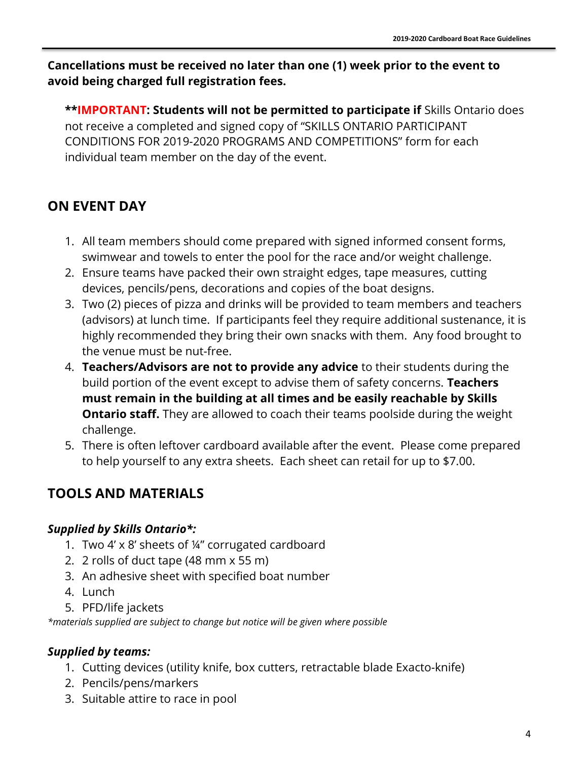**Cancellations must be received no later than one (1) week prior to the event to avoid being charged full registration fees.**

> ****IMPORTANT: Students will not be permitted to participate if** Skills Ontario does not receive a completed and signed copy of "SKILLS ONTARIO PARTICIPANT CONDITIONS FOR 2019-2020 PROGRAMS AND COMPETITIONS" form for each individual team member on the day of the event.

## ON EVENT DAY

1. All team members should come prepared with signed informed consent forms, swimwear and towels to enter the pool for the race and/or weight challenge.
2. Ensure teams have packed their own straight edges, tape measures, cutting devices, pencils/pens, decorations and copies of the boat designs.
3. Two (2) pieces of pizza and drinks will be provided to team members and teachers (advisors) at lunch time. If participants feel they require additional sustenance, it is highly recommended they bring their own snacks with them. Any food brought to the venue must be nut-free.
4. **Teachers/Advisors are not to provide any advice** to their students during the build portion of the event except to advise them of safety concerns. **Teachers must remain in the building at all times and be easily reachable by Skills Ontario staff.** They are allowed to coach their teams poolside during the weight challenge.
5. There is often leftover cardboard available after the event. Please come prepared to help yourself to any extra sheets. Each sheet can retail for up to $7.00.

## TOOLS AND MATERIALS

### *Supplied by Skills Ontario*:*

1. Two 4' x 8' sheets of ¼" corrugated cardboard
2. 2 rolls of duct tape (48 mm x 55 m)
3. An adhesive sheet with specified boat number
4. Lunch
5. PFD/life jackets

*\*materials supplied are subject to change but notice will be given where possible*

### *Supplied by teams:*

1. Cutting devices (utility knife, box cutters, retractable blade Exacto-knife)
2. Pencils/pens/markers
3. Suitable attire to race in pool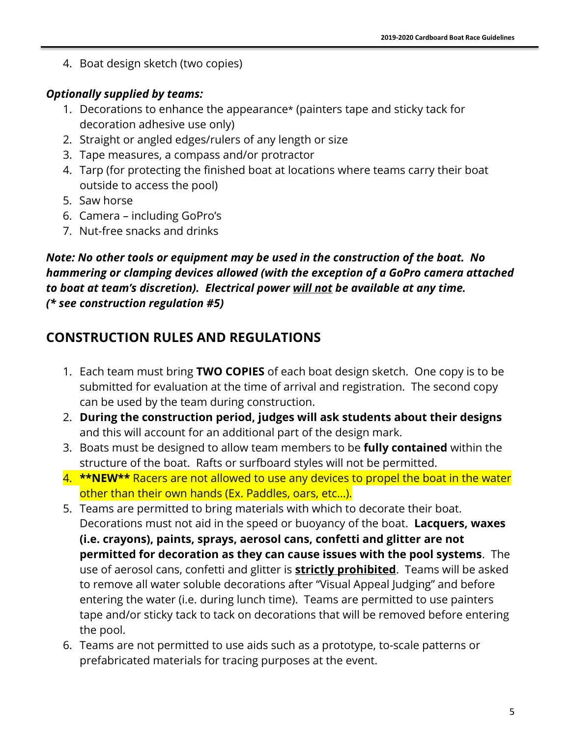4. Boat design sketch (two copies)

***Optionally supplied by teams:***

1. Decorations to enhance the appearance* (painters tape and sticky tack for decoration adhesive use only)
2. Straight or angled edges/rulers of any length or size
3. Tape measures, a compass and/or protractor
4. Tarp (for protecting the finished boat at locations where teams carry their boat outside to access the pool)
5. Saw horse
6. Camera – including GoPro's
7. Nut-free snacks and drinks

***Note: No other tools or equipment may be used in the construction of the boat. No hammering or clamping devices allowed (with the exception of a GoPro camera attached to boat at team's discretion). Electrical power <u>will not</u> be available at any time. (* see construction regulation #5)***

## CONSTRUCTION RULES AND REGULATIONS

1. Each team must bring **TWO COPIES** of each boat design sketch. One copy is to be submitted for evaluation at the time of arrival and registration. The second copy can be used by the team during construction.
2. **During the construction period, judges will ask students about their designs** and this will account for an additional part of the design mark.
3. Boats must be designed to allow team members to be **fully contained** within the structure of the boat. Rafts or surfboard styles will not be permitted.
4. **\*\*NEW\*\*** Racers are not allowed to use any devices to propel the boat in the water other than their own hands (Ex. Paddles, oars, etc...).
5. Teams are permitted to bring materials with which to decorate their boat. Decorations must not aid in the speed or buoyancy of the boat. **Lacquers, waxes (i.e. crayons), paints, sprays, aerosol cans, confetti and glitter are not permitted for decoration as they can cause issues with the pool systems**. The use of aerosol cans, confetti and glitter is **<u>strictly prohibited</u>**. Teams will be asked to remove all water soluble decorations after "Visual Appeal Judging" and before entering the water (i.e. during lunch time). Teams are permitted to use painters tape and/or sticky tack to tack on decorations that will be removed before entering the pool.
6. Teams are not permitted to use aids such as a prototype, to-scale patterns or prefabricated materials for tracing purposes at the event.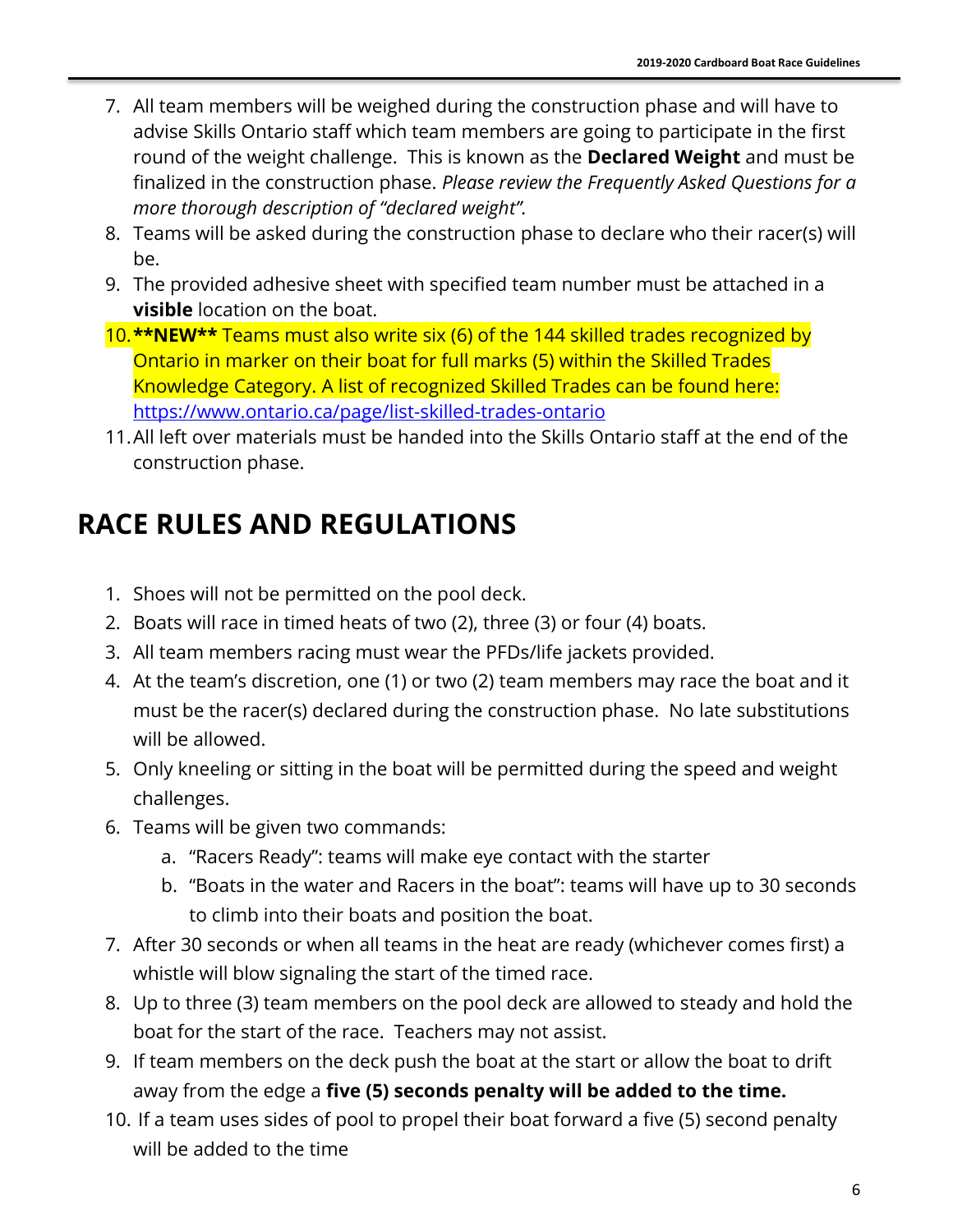7. All team members will be weighed during the construction phase and will have to advise Skills Ontario staff which team members are going to participate in the first round of the weight challenge. This is known as the **Declared Weight** and must be finalized in the construction phase. *Please review the Frequently Asked Questions for a more thorough description of "declared weight".*
8. Teams will be asked during the construction phase to declare who their racer(s) will be.
9. The provided adhesive sheet with specified team number must be attached in a **visible** location on the boat.
10. **\*\*NEW\*\*** Teams must also write six (6) of the 144 skilled trades recognized by Ontario in marker on their boat for full marks (5) within the Skilled Trades Knowledge Category. A list of recognized Skilled Trades can be found here: https://www.ontario.ca/page/list-skilled-trades-ontario
11. All left over materials must be handed into the Skills Ontario staff at the end of the construction phase.

# RACE RULES AND REGULATIONS

1. Shoes will not be permitted on the pool deck.
2. Boats will race in timed heats of two (2), three (3) or four (4) boats.
3. All team members racing must wear the PFDs/life jackets provided.
4. At the team's discretion, one (1) or two (2) team members may race the boat and it must be the racer(s) declared during the construction phase. No late substitutions will be allowed.
5. Only kneeling or sitting in the boat will be permitted during the speed and weight challenges.
6. Teams will be given two commands:
   a. "Racers Ready": teams will make eye contact with the starter
   b. "Boats in the water and Racers in the boat": teams will have up to 30 seconds to climb into their boats and position the boat.
7. After 30 seconds or when all teams in the heat are ready (whichever comes first) a whistle will blow signaling the start of the timed race.
8. Up to three (3) team members on the pool deck are allowed to steady and hold the boat for the start of the race. Teachers may not assist.
9. If team members on the deck push the boat at the start or allow the boat to drift away from the edge a **five (5) seconds penalty will be added to the time.**
10. If a team uses sides of pool to propel their boat forward a five (5) second penalty will be added to the time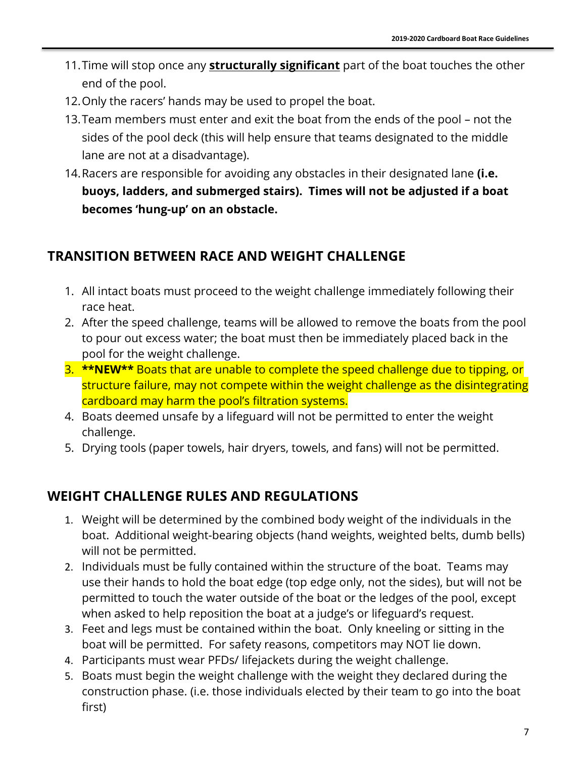11. Time will stop once any **structurally significant** part of the boat touches the other end of the pool.
12. Only the racers' hands may be used to propel the boat.
13. Team members must enter and exit the boat from the ends of the pool – not the sides of the pool deck (this will help ensure that teams designated to the middle lane are not at a disadvantage).
14. Racers are responsible for avoiding any obstacles in their designated lane **(i.e. buoys, ladders, and submerged stairs). Times will not be adjusted if a boat becomes 'hung-up' on an obstacle.**

## TRANSITION BETWEEN RACE AND WEIGHT CHALLENGE

1. All intact boats must proceed to the weight challenge immediately following their race heat.
2. After the speed challenge, teams will be allowed to remove the boats from the pool to pour out excess water; the boat must then be immediately placed back in the pool for the weight challenge.
3. **\*\*NEW\*\*** Boats that are unable to complete the speed challenge due to tipping, or structure failure, may not compete within the weight challenge as the disintegrating cardboard may harm the pool's filtration systems.
4. Boats deemed unsafe by a lifeguard will not be permitted to enter the weight challenge.
5. Drying tools (paper towels, hair dryers, towels, and fans) will not be permitted.

## WEIGHT CHALLENGE RULES AND REGULATIONS

1. Weight will be determined by the combined body weight of the individuals in the boat. Additional weight-bearing objects (hand weights, weighted belts, dumb bells) will not be permitted.
2. Individuals must be fully contained within the structure of the boat. Teams may use their hands to hold the boat edge (top edge only, not the sides), but will not be permitted to touch the water outside of the boat or the ledges of the pool, except when asked to help reposition the boat at a judge's or lifeguard's request.
3. Feet and legs must be contained within the boat. Only kneeling or sitting in the boat will be permitted. For safety reasons, competitors may NOT lie down.
4. Participants must wear PFDs/ lifejackets during the weight challenge.
5. Boats must begin the weight challenge with the weight they declared during the construction phase. (i.e. those individuals elected by their team to go into the boat first)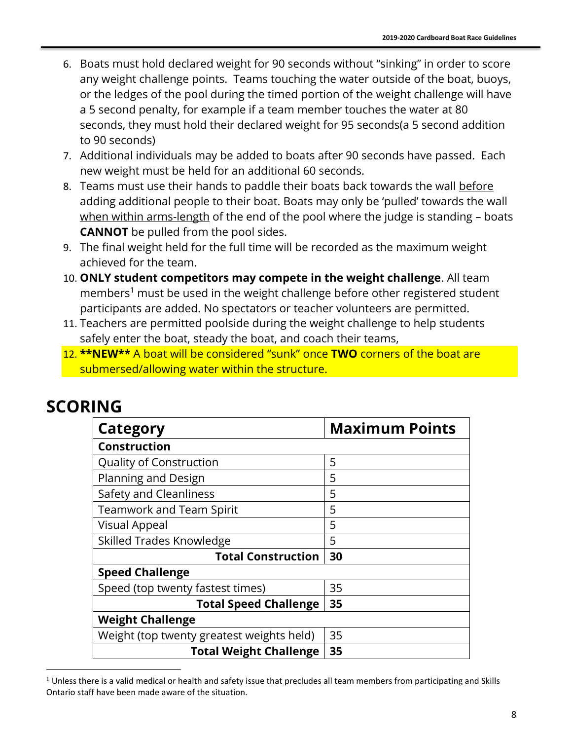6. Boats must hold declared weight for 90 seconds without "sinking" in order to score any weight challenge points. Teams touching the water outside of the boat, buoys, or the ledges of the pool during the timed portion of the weight challenge will have a 5 second penalty, for example if a team member touches the water at 80 seconds, they must hold their declared weight for 95 seconds(a 5 second addition to 90 seconds)
7. Additional individuals may be added to boats after 90 seconds have passed. Each new weight must be held for an additional 60 seconds.
8. Teams must use their hands to paddle their boats back towards the wall before adding additional people to their boat. Boats may only be 'pulled' towards the wall when within arms-length of the end of the pool where the judge is standing – boats **CANNOT** be pulled from the pool sides.
9. The final weight held for the full time will be recorded as the maximum weight achieved for the team.
10. **ONLY student competitors may compete in the weight challenge**. All team members[1] must be used in the weight challenge before other registered student participants are added. No spectators or teacher volunteers are permitted.
11. Teachers are permitted poolside during the weight challenge to help students safely enter the boat, steady the boat, and coach their teams,
12. ****NEW**** A boat will be considered "sunk" once **TWO** corners of the boat are submersed/allowing water within the structure.

# SCORING

| Category | Maximum Points |
|---|---|
| **Construction** | |
| Quality of Construction | 5 |
| Planning and Design | 5 |
| Safety and Cleanliness | 5 |
| Teamwork and Team Spirit | 5 |
| Visual Appeal | 5 |
| Skilled Trades Knowledge | 5 |
| **Total Construction** | **30** |
| **Speed Challenge** | |
| Speed (top twenty fastest times) | 35 |
| **Total Speed Challenge** | **35** |
| **Weight Challenge** | |
| Weight (top twenty greatest weights held) | 35 |
| **Total Weight Challenge** | **35** |

[1] Unless there is a valid medical or health and safety issue that precludes all team members from participating and Skills Ontario staff have been made aware of the situation.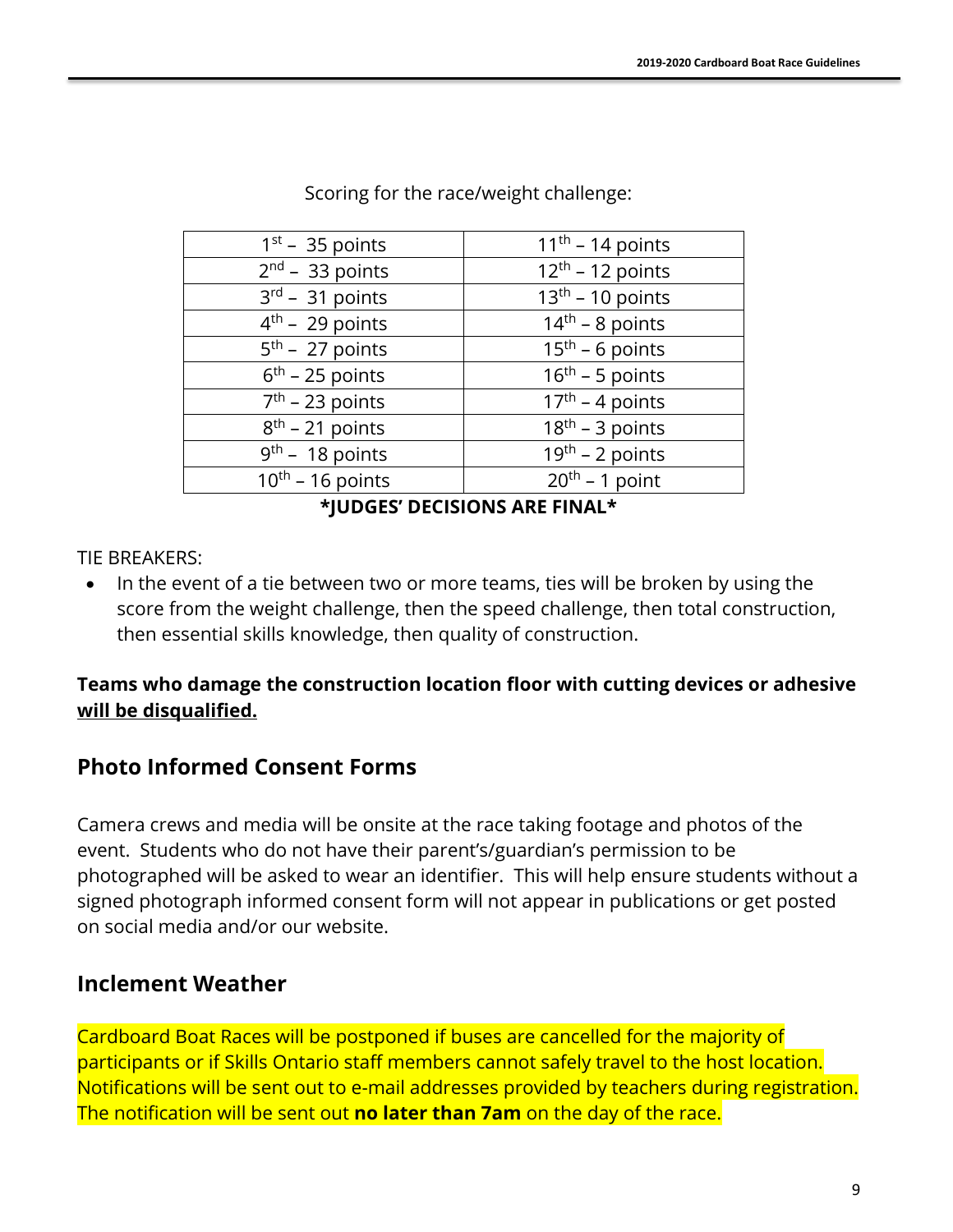Scoring for the race/weight challenge:

| | |
|---|---|
| 1st – 35 points | 11th – 14 points |
| 2nd – 33 points | 12th – 12 points |
| 3rd – 31 points | 13th – 10 points |
| 4th – 29 points | 14th – 8 points |
| 5th – 27 points | 15th – 6 points |
| 6th – 25 points | 16th – 5 points |
| 7th – 23 points | 17th – 4 points |
| 8th – 21 points | 18th – 3 points |
| 9th – 18 points | 19th – 2 points |
| 10th – 16 points | 20th – 1 point |

**\*JUDGES' DECISIONS ARE FINAL\***

TIE BREAKERS:

- In the event of a tie between two or more teams, ties will be broken by using the score from the weight challenge, then the speed challenge, then total construction, then essential skills knowledge, then quality of construction.

**Teams who damage the construction location floor with cutting devices or adhesive <u>will be disqualified.</u>**

## Photo Informed Consent Forms

Camera crews and media will be onsite at the race taking footage and photos of the event. Students who do not have their parent's/guardian's permission to be photographed will be asked to wear an identifier. This will help ensure students without a signed photograph informed consent form will not appear in publications or get posted on social media and/or our website.

## Inclement Weather

Cardboard Boat Races will be postponed if buses are cancelled for the majority of participants or if Skills Ontario staff members cannot safely travel to the host location. Notifications will be sent out to e-mail addresses provided by teachers during registration. The notification will be sent out **no later than 7am** on the day of the race.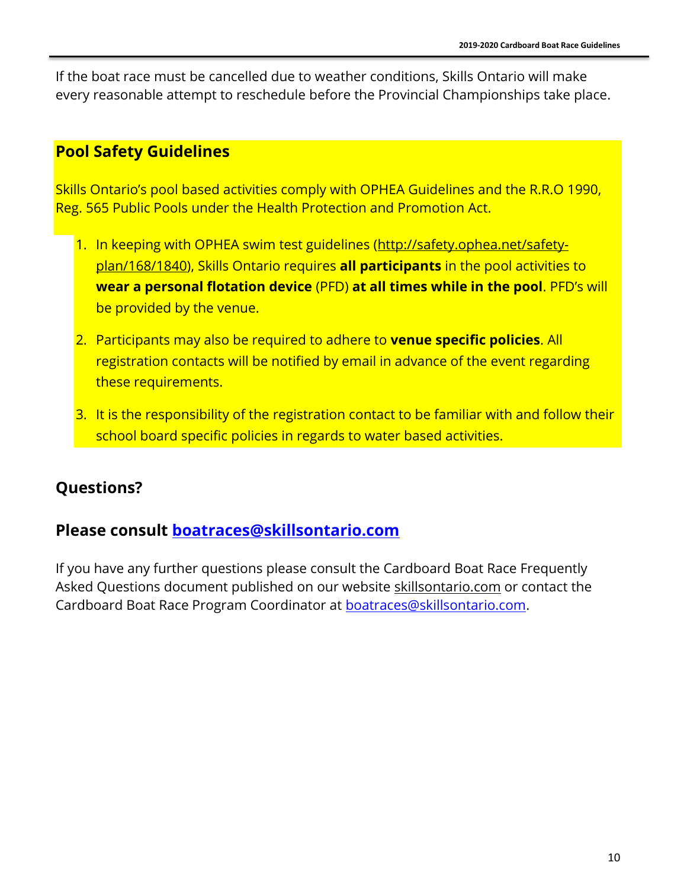If the boat race must be cancelled due to weather conditions, Skills Ontario will make every reasonable attempt to reschedule before the Provincial Championships take place.

## Pool Safety Guidelines

Skills Ontario's pool based activities comply with OPHEA Guidelines and the R.R.O 1990, Reg. 565 Public Pools under the Health Protection and Promotion Act.

1. In keeping with OPHEA swim test guidelines (http://safety.ophea.net/safety-plan/168/1840), Skills Ontario requires **all participants** in the pool activities to **wear a personal flotation device** (PFD) **at all times while in the pool**. PFD's will be provided by the venue.
2. Participants may also be required to adhere to **venue specific policies**. All registration contacts will be notified by email in advance of the event regarding these requirements.
3. It is the responsibility of the registration contact to be familiar with and follow their school board specific policies in regards to water based activities.

## Questions?

## Please consult boatraces@skillsontario.com

If you have any further questions please consult the Cardboard Boat Race Frequently Asked Questions document published on our website skillsontario.com or contact the Cardboard Boat Race Program Coordinator at boatraces@skillsontario.com.